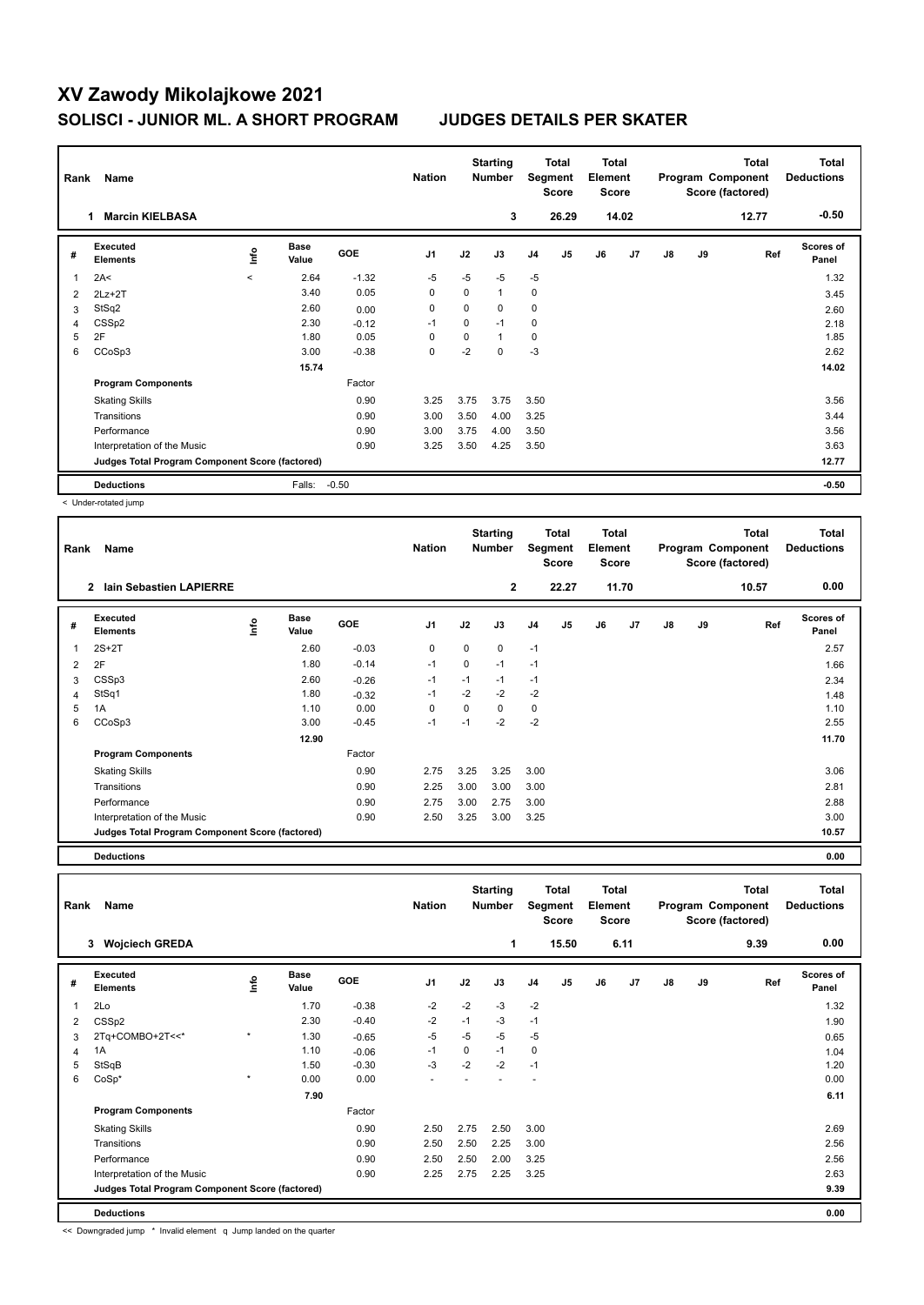# XV Zawody Mikolajkowe 2021

## SOLISCI - JUNIOR ML. A SHORT PROGRAM JUDGES DETAILS PER SKATER

| Rank | Name | Nation | Starting Number | Total Segment Score | Total Element Score | Total Program Component Score (factored) | Total Deductions |
|---|---|---|---|---|---|---|---|
| 1 | Marcin KIELBASA | | 3 | 26.29 | 14.02 | 12.77 | -0.50 |

| # | Executed Elements | Info | Base Value | GOE | J1 | J2 | J3 | J4 | J5 | J6 | J7 | J8 | J9 | Ref | Scores of Panel |
|---|---|---|---|---|---|---|---|---|---|---|---|---|---|---|---|
| 1 | 2A< | < | 2.64 | -1.32 | -5 | -5 | -5 | -5 | | | | | | | 1.32 |
| 2 | 2Lz+2T | | 3.40 | 0.05 | 0 | 0 | 1 | 0 | | | | | | | 3.45 |
| 3 | StSq2 | | 2.60 | 0.00 | 0 | 0 | 0 | 0 | | | | | | | 2.60 |
| 4 | CSSp2 | | 2.30 | -0.12 | -1 | 0 | -1 | 0 | | | | | | | 2.18 |
| 5 | 2F | | 1.80 | 0.05 | 0 | 0 | 1 | 0 | | | | | | | 1.85 |
| 6 | CCoSp3 | | 3.00 | -0.38 | 0 | -2 | 0 | -3 | | | | | | | 2.62 |
| | | | 15.74 | | | | | | | | | | | | 14.02 |
| | **Program Components** | | | Factor | | | | | | | | | | | |
| | Skating Skills | | | 0.90 | 3.25 | 3.75 | 3.75 | 3.50 | | | | | | | 3.56 |
| | Transitions | | | 0.90 | 3.00 | 3.50 | 4.00 | 3.25 | | | | | | | 3.44 |
| | Performance | | | 0.90 | 3.00 | 3.75 | 4.00 | 3.50 | | | | | | | 3.56 |
| | Interpretation of the Music | | | 0.90 | 3.25 | 3.50 | 4.25 | 3.50 | | | | | | | 3.63 |
| | **Judges Total Program Component Score (factored)** | | | | | | | | | | | | | | 12.77 |
| | **Deductions** | | Falls: | -0.50 | | | | | | | | | | | -0.50 |

< Under-rotated jump

| Rank | Name | Nation | Starting Number | Total Segment Score | Total Element Score | Total Program Component Score (factored) | Total Deductions |
|---|---|---|---|---|---|---|---|
| 2 | Iain Sebastien LAPIERRE | | 2 | 22.27 | 11.70 | 10.57 | 0.00 |

| # | Executed Elements | Info | Base Value | GOE | J1 | J2 | J3 | J4 | J5 | J6 | J7 | J8 | J9 | Ref | Scores of Panel |
|---|---|---|---|---|---|---|---|---|---|---|---|---|---|---|---|
| 1 | 2S+2T | | 2.60 | -0.03 | 0 | 0 | 0 | -1 | | | | | | | 2.57 |
| 2 | 2F | | 1.80 | -0.14 | -1 | 0 | -1 | -1 | | | | | | | 1.66 |
| 3 | CSSp3 | | 2.60 | -0.26 | -1 | -1 | -1 | -1 | | | | | | | 2.34 |
| 4 | StSq1 | | 1.80 | -0.32 | -1 | -2 | -2 | -2 | | | | | | | 1.48 |
| 5 | 1A | | 1.10 | 0.00 | 0 | 0 | 0 | 0 | | | | | | | 1.10 |
| 6 | CCoSp3 | | 3.00 | -0.45 | -1 | -1 | -2 | -2 | | | | | | | 2.55 |
| | | | 12.90 | | | | | | | | | | | | 11.70 |
| | **Program Components** | | | Factor | | | | | | | | | | | |
| | Skating Skills | | | 0.90 | 2.75 | 3.25 | 3.25 | 3.00 | | | | | | | 3.06 |
| | Transitions | | | 0.90 | 2.25 | 3.00 | 3.00 | 3.00 | | | | | | | 2.81 |
| | Performance | | | 0.90 | 2.75 | 3.00 | 2.75 | 3.00 | | | | | | | 2.88 |
| | Interpretation of the Music | | | 0.90 | 2.50 | 3.25 | 3.00 | 3.25 | | | | | | | 3.00 |
| | **Judges Total Program Component Score (factored)** | | | | | | | | | | | | | | 10.57 |
| | **Deductions** | | | | | | | | | | | | | | 0.00 |

| Rank | Name | Nation | Starting Number | Total Segment Score | Total Element Score | Total Program Component Score (factored) | Total Deductions |
|---|---|---|---|---|---|---|---|
| 3 | Wojciech GREDA | | 1 | 15.50 | 6.11 | 9.39 | 0.00 |

| # | Executed Elements | Info | Base Value | GOE | J1 | J2 | J3 | J4 | J5 | J6 | J7 | J8 | J9 | Ref | Scores of Panel |
|---|---|---|---|---|---|---|---|---|---|---|---|---|---|---|---|
| 1 | 2Lo | | 1.70 | -0.38 | -2 | -2 | -3 | -2 | | | | | | | 1.32 |
| 2 | CSSp2 | | 2.30 | -0.40 | -2 | -1 | -3 | -1 | | | | | | | 1.90 |
| 3 | 2Tq+COMBO+2T<<* | * | 1.30 | -0.65 | -5 | -5 | -5 | -5 | | | | | | | 0.65 |
| 4 | 1A | | 1.10 | -0.06 | -1 | 0 | -1 | 0 | | | | | | | 1.04 |
| 5 | StSqB | | 1.50 | -0.30 | -3 | -2 | -2 | -1 | | | | | | | 1.20 |
| 6 | CoSp* | * | 0.00 | 0.00 | - | - | - | - | | | | | | | 0.00 |
| | | | 7.90 | | | | | | | | | | | | 6.11 |
| | **Program Components** | | | Factor | | | | | | | | | | | |
| | Skating Skills | | | 0.90 | 2.50 | 2.75 | 2.50 | 3.00 | | | | | | | 2.69 |
| | Transitions | | | 0.90 | 2.50 | 2.50 | 2.25 | 3.00 | | | | | | | 2.56 |
| | Performance | | | 0.90 | 2.50 | 2.50 | 2.00 | 3.25 | | | | | | | 2.56 |
| | Interpretation of the Music | | | 0.90 | 2.25 | 2.75 | 2.25 | 3.25 | | | | | | | 2.63 |
| | **Judges Total Program Component Score (factored)** | | | | | | | | | | | | | | 9.39 |
| | **Deductions** | | | | | | | | | | | | | | 0.00 |

<< Downgraded jump * Invalid element q Jump landed on the quarter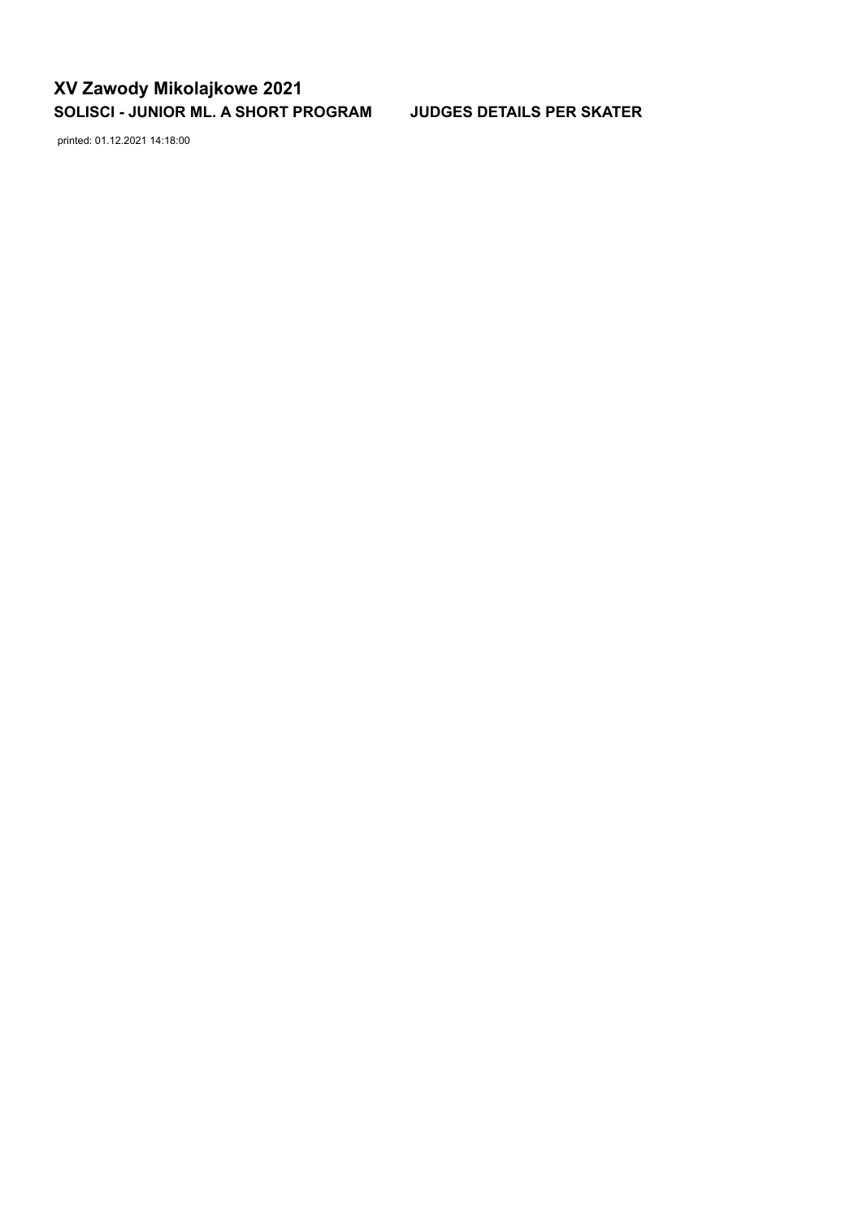# XV Zawody Mikolajkowe 2021

**SOLISCI - JUNIOR ML. A SHORT PROGRAM JUDGES DETAILS PER SKATER**

printed: 01.12.2021 14:18:00